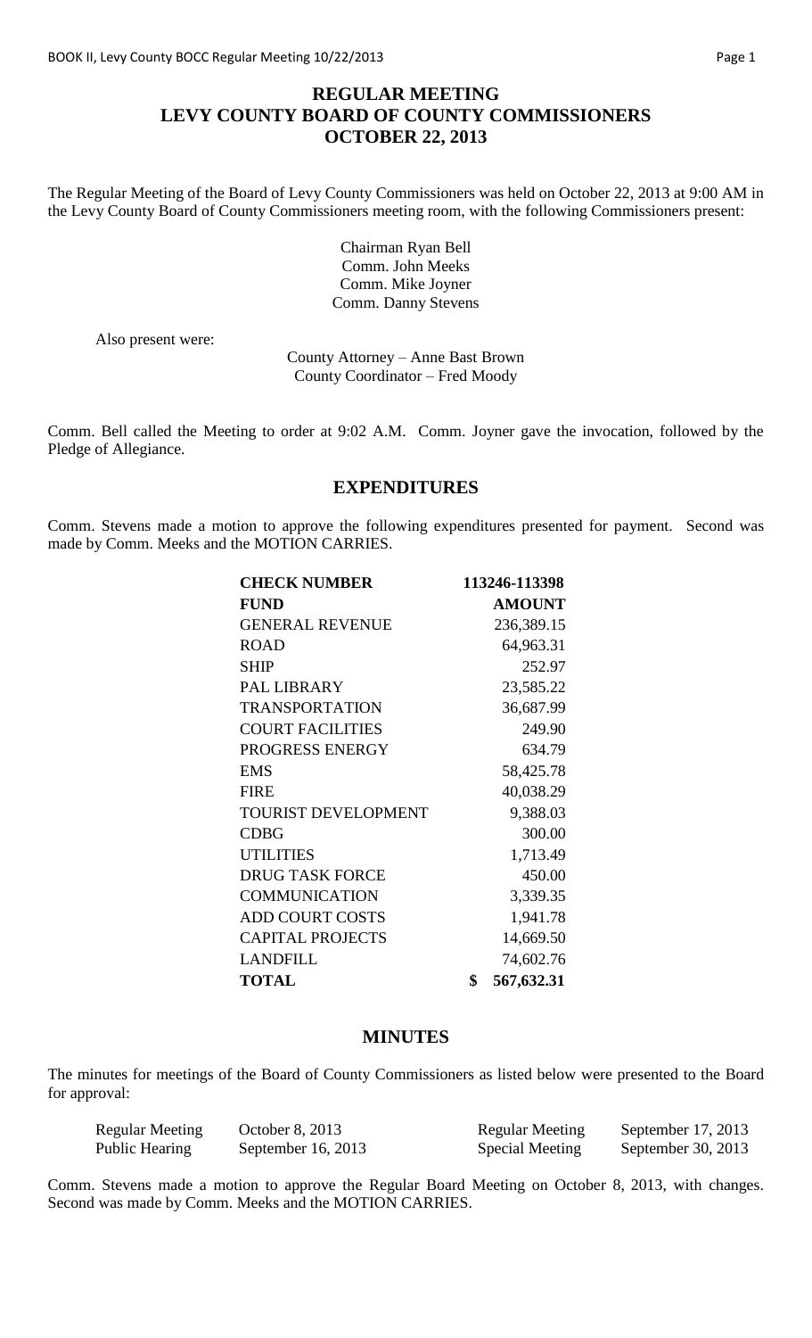# REGULAR MEETING
# LEVY COUNTY BOARD OF COUNTY COMMISSIONERS
# OCTOBER 22, 2013

The Regular Meeting of the Board of Levy County Commissioners was held on October 22, 2013 at 9:00 AM in the Levy County Board of County Commissioners meeting room, with the following Commissioners present:

Chairman Ryan Bell
Comm. John Meeks
Comm. Mike Joyner
Comm. Danny Stevens

Also present were:

County Attorney – Anne Bast Brown
County Coordinator – Fred Moody

Comm. Bell called the Meeting to order at 9:02 A.M. Comm. Joyner gave the invocation, followed by the Pledge of Allegiance.

## EXPENDITURES

Comm. Stevens made a motion to approve the following expenditures presented for payment. Second was made by Comm. Meeks and the MOTION CARRIES.

| CHECK NUMBER | 113246-113398 |
|---|---|
| **FUND** | **AMOUNT** |
| GENERAL REVENUE | 236,389.15 |
| ROAD | 64,963.31 |
| SHIP | 252.97 |
| PAL LIBRARY | 23,585.22 |
| TRANSPORTATION | 36,687.99 |
| COURT FACILITIES | 249.90 |
| PROGRESS ENERGY | 634.79 |
| EMS | 58,425.78 |
| FIRE | 40,038.29 |
| TOURIST DEVELOPMENT | 9,388.03 |
| CDBG | 300.00 |
| UTILITIES | 1,713.49 |
| DRUG TASK FORCE | 450.00 |
| COMMUNICATION | 3,339.35 |
| ADD COURT COSTS | 1,941.78 |
| CAPITAL PROJECTS | 14,669.50 |
| LANDFILL | 74,602.76 |
| **TOTAL** | **$ 567,632.31** |

## MINUTES

The minutes for meetings of the Board of County Commissioners as listed below were presented to the Board for approval:

| | | | |
|---|---|---|---|
| Regular Meeting | October 8, 2013 | Regular Meeting | September 17, 2013 |
| Public Hearing | September 16, 2013 | Special Meeting | September 30, 2013 |

Comm. Stevens made a motion to approve the Regular Board Meeting on October 8, 2013, with changes. Second was made by Comm. Meeks and the MOTION CARRIES.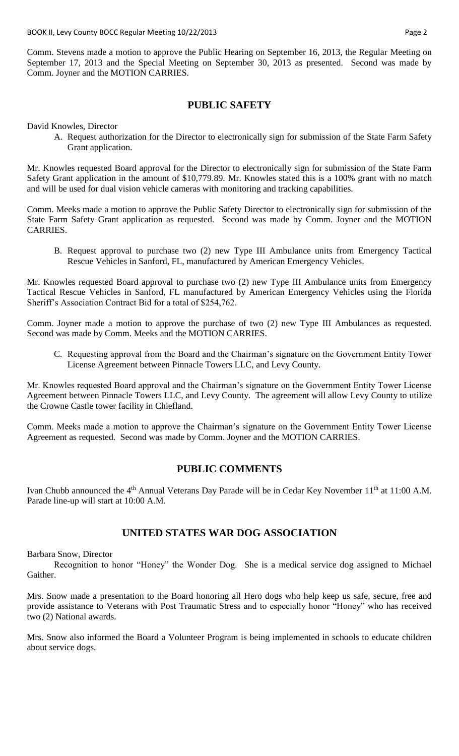Comm. Stevens made a motion to approve the Public Hearing on September 16, 2013, the Regular Meeting on September 17, 2013 and the Special Meeting on September 30, 2013 as presented. Second was made by Comm. Joyner and the MOTION CARRIES.

## PUBLIC SAFETY

David Knowles, Director

A. Request authorization for the Director to electronically sign for submission of the State Farm Safety Grant application.

Mr. Knowles requested Board approval for the Director to electronically sign for submission of the State Farm Safety Grant application in the amount of $10,779.89. Mr. Knowles stated this is a 100% grant with no match and will be used for dual vision vehicle cameras with monitoring and tracking capabilities.

Comm. Meeks made a motion to approve the Public Safety Director to electronically sign for submission of the State Farm Safety Grant application as requested. Second was made by Comm. Joyner and the MOTION CARRIES.

B. Request approval to purchase two (2) new Type III Ambulance units from Emergency Tactical Rescue Vehicles in Sanford, FL, manufactured by American Emergency Vehicles.

Mr. Knowles requested Board approval to purchase two (2) new Type III Ambulance units from Emergency Tactical Rescue Vehicles in Sanford, FL manufactured by American Emergency Vehicles using the Florida Sheriff's Association Contract Bid for a total of $254,762.

Comm. Joyner made a motion to approve the purchase of two (2) new Type III Ambulances as requested. Second was made by Comm. Meeks and the MOTION CARRIES.

C. Requesting approval from the Board and the Chairman's signature on the Government Entity Tower License Agreement between Pinnacle Towers LLC, and Levy County.

Mr. Knowles requested Board approval and the Chairman's signature on the Government Entity Tower License Agreement between Pinnacle Towers LLC, and Levy County. The agreement will allow Levy County to utilize the Crowne Castle tower facility in Chiefland.

Comm. Meeks made a motion to approve the Chairman's signature on the Government Entity Tower License Agreement as requested. Second was made by Comm. Joyner and the MOTION CARRIES.

## PUBLIC COMMENTS

Ivan Chubb announced the 4th Annual Veterans Day Parade will be in Cedar Key November 11th at 11:00 A.M. Parade line-up will start at 10:00 A.M.

## UNITED STATES WAR DOG ASSOCIATION

Barbara Snow, Director

Recognition to honor "Honey" the Wonder Dog. She is a medical service dog assigned to Michael Gaither.

Mrs. Snow made a presentation to the Board honoring all Hero dogs who help keep us safe, secure, free and provide assistance to Veterans with Post Traumatic Stress and to especially honor "Honey" who has received two (2) National awards.

Mrs. Snow also informed the Board a Volunteer Program is being implemented in schools to educate children about service dogs.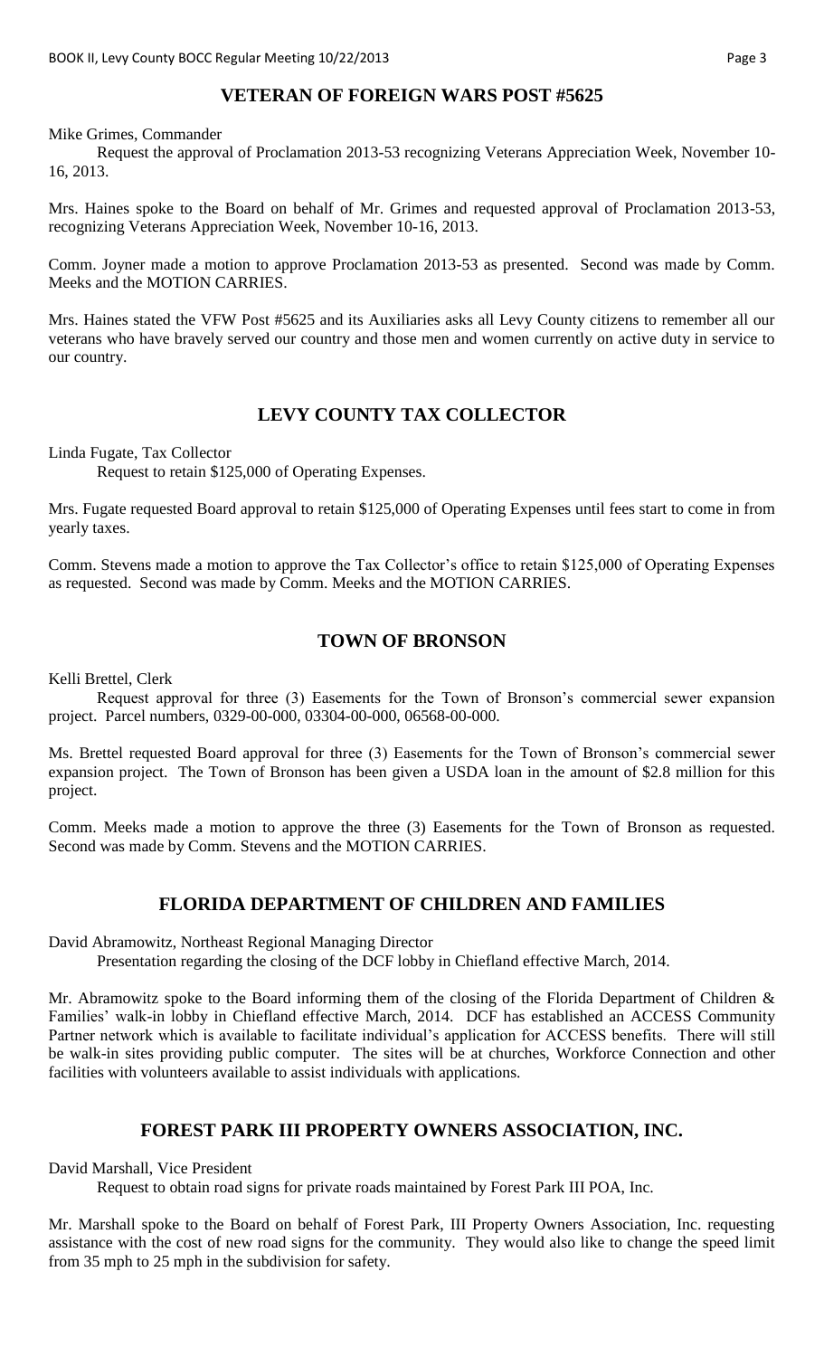## VETERAN OF FOREIGN WARS POST #5625

Mike Grimes, Commander

Request the approval of Proclamation 2013-53 recognizing Veterans Appreciation Week, November 10-16, 2013.

Mrs. Haines spoke to the Board on behalf of Mr. Grimes and requested approval of Proclamation 2013-53, recognizing Veterans Appreciation Week, November 10-16, 2013.

Comm. Joyner made a motion to approve Proclamation 2013-53 as presented. Second was made by Comm. Meeks and the MOTION CARRIES.

Mrs. Haines stated the VFW Post #5625 and its Auxiliaries asks all Levy County citizens to remember all our veterans who have bravely served our country and those men and women currently on active duty in service to our country.

## LEVY COUNTY TAX COLLECTOR

Linda Fugate, Tax Collector

Request to retain $125,000 of Operating Expenses.

Mrs. Fugate requested Board approval to retain $125,000 of Operating Expenses until fees start to come in from yearly taxes.

Comm. Stevens made a motion to approve the Tax Collector's office to retain $125,000 of Operating Expenses as requested. Second was made by Comm. Meeks and the MOTION CARRIES.

## TOWN OF BRONSON

Kelli Brettel, Clerk

Request approval for three (3) Easements for the Town of Bronson's commercial sewer expansion project. Parcel numbers, 0329-00-000, 03304-00-000, 06568-00-000.

Ms. Brettel requested Board approval for three (3) Easements for the Town of Bronson's commercial sewer expansion project. The Town of Bronson has been given a USDA loan in the amount of $2.8 million for this project.

Comm. Meeks made a motion to approve the three (3) Easements for the Town of Bronson as requested. Second was made by Comm. Stevens and the MOTION CARRIES.

## FLORIDA DEPARTMENT OF CHILDREN AND FAMILIES

David Abramowitz, Northeast Regional Managing Director

Presentation regarding the closing of the DCF lobby in Chiefland effective March, 2014.

Mr. Abramowitz spoke to the Board informing them of the closing of the Florida Department of Children & Families' walk-in lobby in Chiefland effective March, 2014. DCF has established an ACCESS Community Partner network which is available to facilitate individual's application for ACCESS benefits. There will still be walk-in sites providing public computer. The sites will be at churches, Workforce Connection and other facilities with volunteers available to assist individuals with applications.

## FOREST PARK III PROPERTY OWNERS ASSOCIATION, INC.

David Marshall, Vice President

Request to obtain road signs for private roads maintained by Forest Park III POA, Inc.

Mr. Marshall spoke to the Board on behalf of Forest Park, III Property Owners Association, Inc. requesting assistance with the cost of new road signs for the community. They would also like to change the speed limit from 35 mph to 25 mph in the subdivision for safety.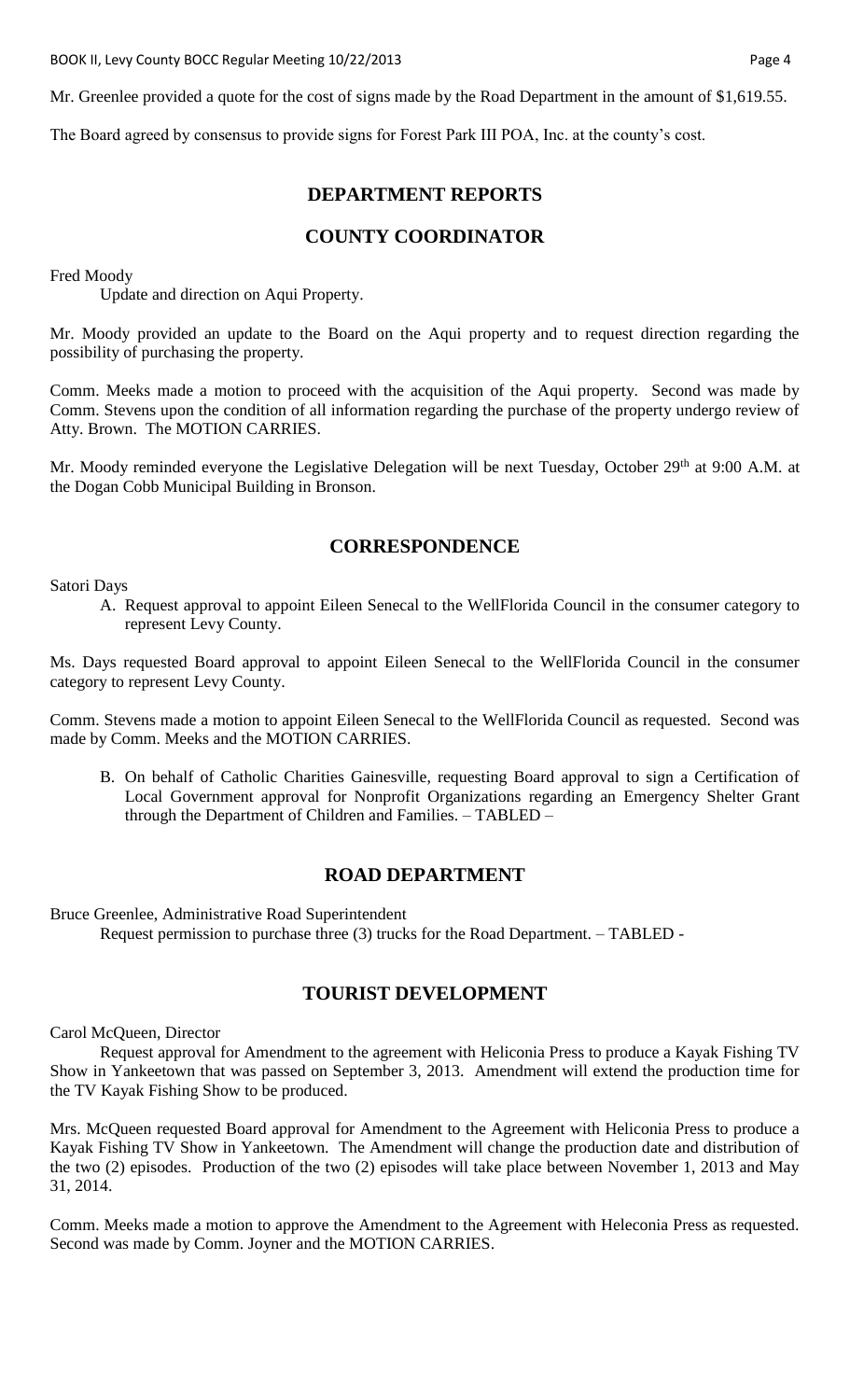Mr. Greenlee provided a quote for the cost of signs made by the Road Department in the amount of $1,619.55.

The Board agreed by consensus to provide signs for Forest Park III POA, Inc. at the county's cost.

## DEPARTMENT REPORTS

## COUNTY COORDINATOR

Fred Moody

Update and direction on Aqui Property.

Mr. Moody provided an update to the Board on the Aqui property and to request direction regarding the possibility of purchasing the property.

Comm. Meeks made a motion to proceed with the acquisition of the Aqui property. Second was made by Comm. Stevens upon the condition of all information regarding the purchase of the property undergo review of Atty. Brown. The MOTION CARRIES.

Mr. Moody reminded everyone the Legislative Delegation will be next Tuesday, October 29th at 9:00 A.M. at the Dogan Cobb Municipal Building in Bronson.

## CORRESPONDENCE

Satori Days

A. Request approval to appoint Eileen Senecal to the WellFlorida Council in the consumer category to represent Levy County.

Ms. Days requested Board approval to appoint Eileen Senecal to the WellFlorida Council in the consumer category to represent Levy County.

Comm. Stevens made a motion to appoint Eileen Senecal to the WellFlorida Council as requested. Second was made by Comm. Meeks and the MOTION CARRIES.

B. On behalf of Catholic Charities Gainesville, requesting Board approval to sign a Certification of Local Government approval for Nonprofit Organizations regarding an Emergency Shelter Grant through the Department of Children and Families. – TABLED –

## ROAD DEPARTMENT

Bruce Greenlee, Administrative Road Superintendent

Request permission to purchase three (3) trucks for the Road Department. – TABLED -

## TOURIST DEVELOPMENT

Carol McQueen, Director

Request approval for Amendment to the agreement with Heliconia Press to produce a Kayak Fishing TV Show in Yankeetown that was passed on September 3, 2013. Amendment will extend the production time for the TV Kayak Fishing Show to be produced.

Mrs. McQueen requested Board approval for Amendment to the Agreement with Heliconia Press to produce a Kayak Fishing TV Show in Yankeetown. The Amendment will change the production date and distribution of the two (2) episodes. Production of the two (2) episodes will take place between November 1, 2013 and May 31, 2014.

Comm. Meeks made a motion to approve the Amendment to the Agreement with Heleconia Press as requested. Second was made by Comm. Joyner and the MOTION CARRIES.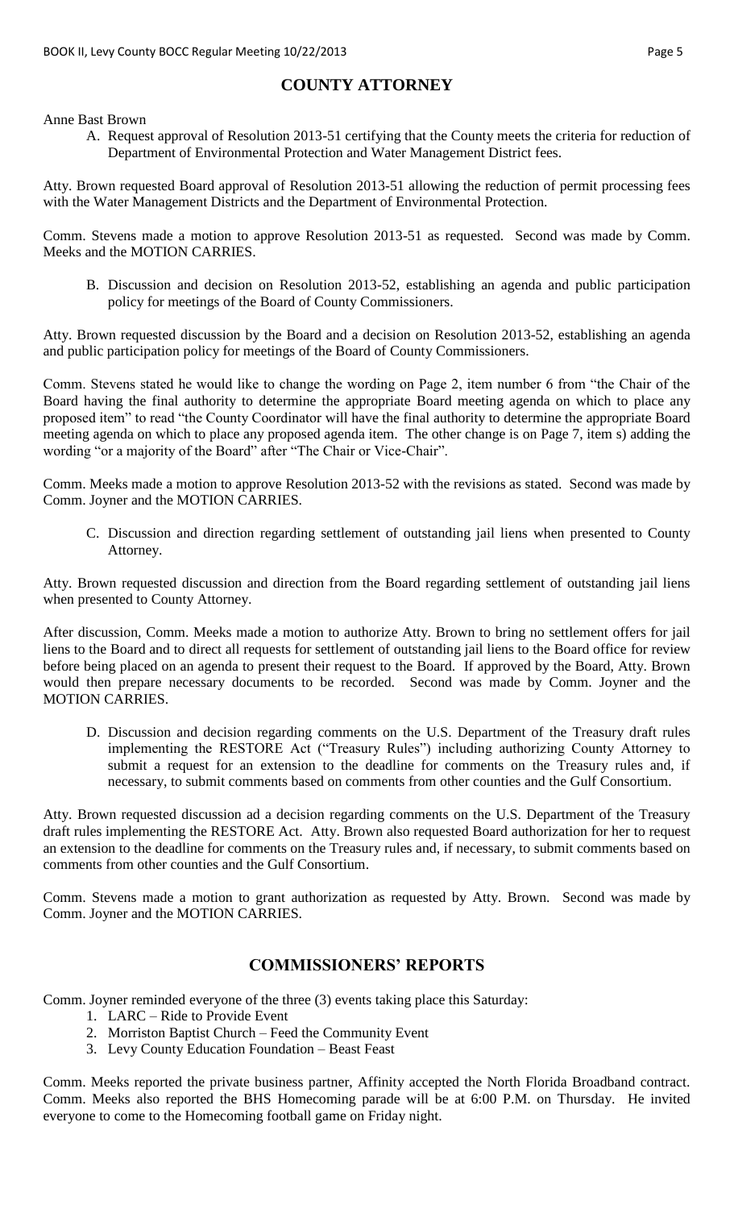## COUNTY ATTORNEY

Anne Bast Brown

A. Request approval of Resolution 2013-51 certifying that the County meets the criteria for reduction of Department of Environmental Protection and Water Management District fees.

Atty. Brown requested Board approval of Resolution 2013-51 allowing the reduction of permit processing fees with the Water Management Districts and the Department of Environmental Protection.

Comm. Stevens made a motion to approve Resolution 2013-51 as requested. Second was made by Comm. Meeks and the MOTION CARRIES.

B. Discussion and decision on Resolution 2013-52, establishing an agenda and public participation policy for meetings of the Board of County Commissioners.

Atty. Brown requested discussion by the Board and a decision on Resolution 2013-52, establishing an agenda and public participation policy for meetings of the Board of County Commissioners.

Comm. Stevens stated he would like to change the wording on Page 2, item number 6 from "the Chair of the Board having the final authority to determine the appropriate Board meeting agenda on which to place any proposed item" to read "the County Coordinator will have the final authority to determine the appropriate Board meeting agenda on which to place any proposed agenda item. The other change is on Page 7, item s) adding the wording "or a majority of the Board" after "The Chair or Vice-Chair".

Comm. Meeks made a motion to approve Resolution 2013-52 with the revisions as stated. Second was made by Comm. Joyner and the MOTION CARRIES.

C. Discussion and direction regarding settlement of outstanding jail liens when presented to County Attorney.

Atty. Brown requested discussion and direction from the Board regarding settlement of outstanding jail liens when presented to County Attorney.

After discussion, Comm. Meeks made a motion to authorize Atty. Brown to bring no settlement offers for jail liens to the Board and to direct all requests for settlement of outstanding jail liens to the Board office for review before being placed on an agenda to present their request to the Board. If approved by the Board, Atty. Brown would then prepare necessary documents to be recorded. Second was made by Comm. Joyner and the MOTION CARRIES.

D. Discussion and decision regarding comments on the U.S. Department of the Treasury draft rules implementing the RESTORE Act ("Treasury Rules") including authorizing County Attorney to submit a request for an extension to the deadline for comments on the Treasury rules and, if necessary, to submit comments based on comments from other counties and the Gulf Consortium.

Atty. Brown requested discussion ad a decision regarding comments on the U.S. Department of the Treasury draft rules implementing the RESTORE Act. Atty. Brown also requested Board authorization for her to request an extension to the deadline for comments on the Treasury rules and, if necessary, to submit comments based on comments from other counties and the Gulf Consortium.

Comm. Stevens made a motion to grant authorization as requested by Atty. Brown. Second was made by Comm. Joyner and the MOTION CARRIES.

## COMMISSIONERS' REPORTS

Comm. Joyner reminded everyone of the three (3) events taking place this Saturday:

1. LARC – Ride to Provide Event
2. Morriston Baptist Church – Feed the Community Event
3. Levy County Education Foundation – Beast Feast

Comm. Meeks reported the private business partner, Affinity accepted the North Florida Broadband contract. Comm. Meeks also reported the BHS Homecoming parade will be at 6:00 P.M. on Thursday. He invited everyone to come to the Homecoming football game on Friday night.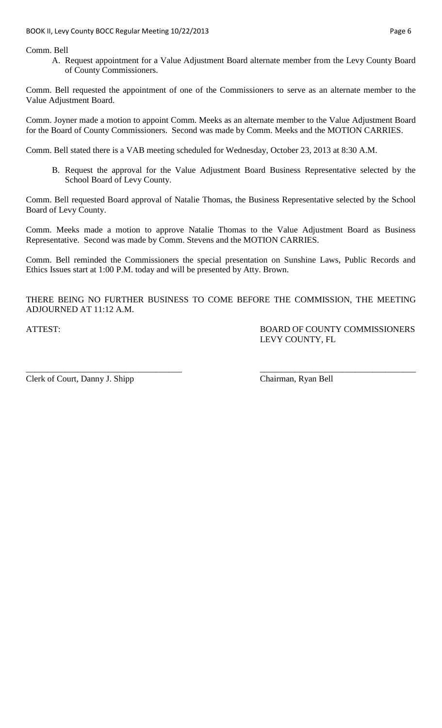Comm. Bell

A. Request appointment for a Value Adjustment Board alternate member from the Levy County Board of County Commissioners.

Comm. Bell requested the appointment of one of the Commissioners to serve as an alternate member to the Value Adjustment Board.

Comm. Joyner made a motion to appoint Comm. Meeks as an alternate member to the Value Adjustment Board for the Board of County Commissioners. Second was made by Comm. Meeks and the MOTION CARRIES.

Comm. Bell stated there is a VAB meeting scheduled for Wednesday, October 23, 2013 at 8:30 A.M.

B. Request the approval for the Value Adjustment Board Business Representative selected by the School Board of Levy County.

Comm. Bell requested Board approval of Natalie Thomas, the Business Representative selected by the School Board of Levy County.

Comm. Meeks made a motion to approve Natalie Thomas to the Value Adjustment Board as Business Representative. Second was made by Comm. Stevens and the MOTION CARRIES.

Comm. Bell reminded the Commissioners the special presentation on Sunshine Laws, Public Records and Ethics Issues start at 1:00 P.M. today and will be presented by Atty. Brown.

THERE BEING NO FURTHER BUSINESS TO COME BEFORE THE COMMISSION, THE MEETING ADJOURNED AT 11:12 A.M.

ATTEST:

BOARD OF COUNTY COMMISSIONERS
LEVY COUNTY, FL

\_\_\_\_\_\_\_\_\_\_\_\_\_\_\_\_\_\_\_\_\_\_\_\_\_\_\_\_\_\_\_\_\_\_\_\_
Clerk of Court, Danny J. Shipp

\_\_\_\_\_\_\_\_\_\_\_\_\_\_\_\_\_\_\_\_\_\_\_\_\_\_\_\_\_\_\_\_\_\_\_\_
Chairman, Ryan Bell